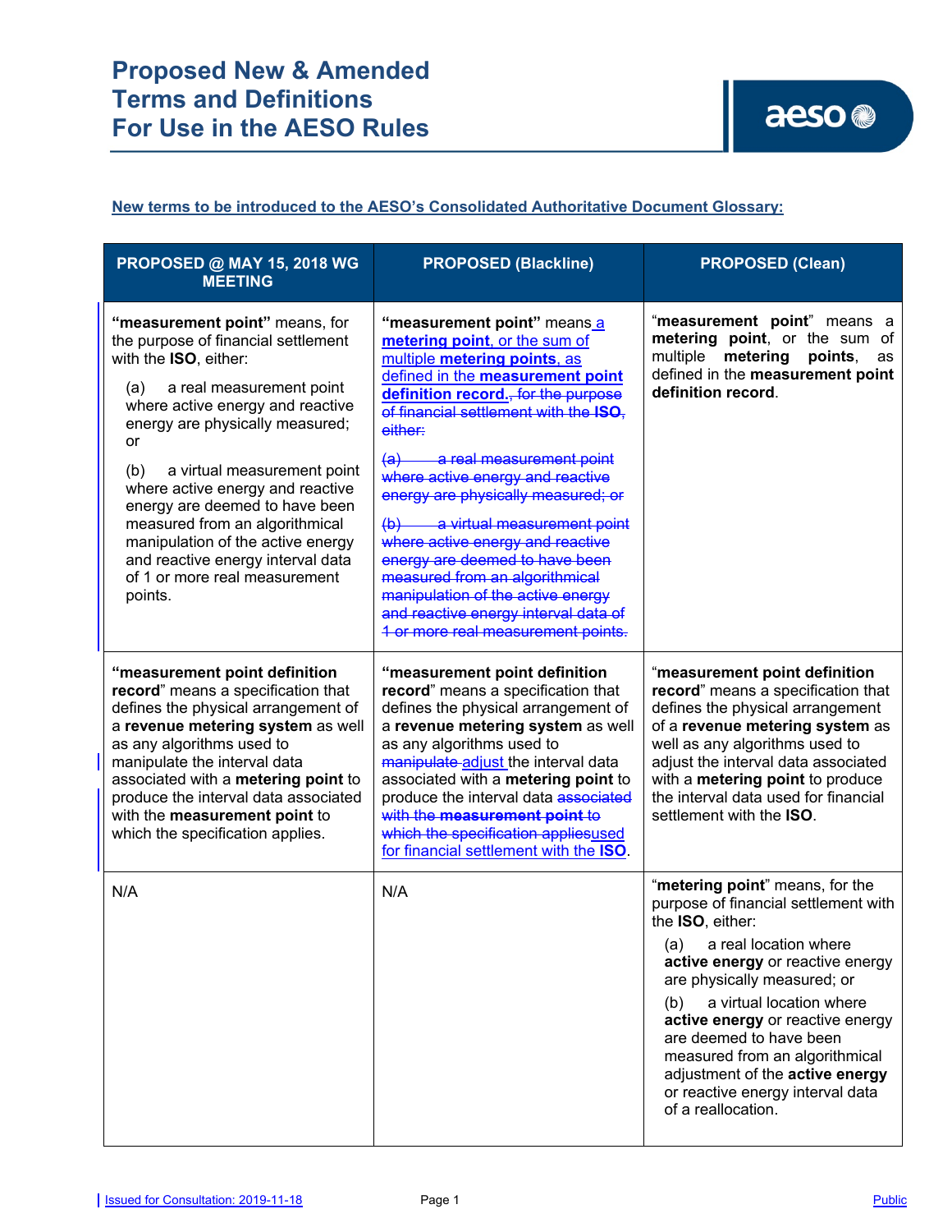# Proposed New & Amended Terms and Definitions For Use in the AESO Rules

**New terms to be introduced to the AESO's Consolidated Authoritative Document Glossary:**

| PROPOSED @ MAY 15, 2018 WG MEETING | PROPOSED (Blackline) | PROPOSED (Clean) |
|---|---|---|
| **"measurement point"** means, for the purpose of financial settlement with the **ISO**, either:<br>(a) a real measurement point where active energy and reactive energy are physically measured; or<br>(b) a virtual measurement point where active energy and reactive energy are deemed to have been measured from an algorithmical manipulation of the active energy and reactive energy interval data of 1 or more real measurement points. | **"measurement point"** means a **metering point**, or the sum of multiple **metering points**, as defined in the **measurement point definition record**.~~, for the purpose of financial settlement with the **ISO**, either:~~<br>~~(a) a real measurement point where active energy and reactive energy are physically measured; or~~<br>~~(b) a virtual measurement point where active energy and reactive energy are deemed to have been measured from an algorithmical manipulation of the active energy and reactive energy interval data of 1 or more real measurement points.~~ | "**measurement point**" means a **metering point**, or the sum of multiple **metering points**, as defined in the **measurement point definition record**. |
| "**measurement point definition record**" means a specification that defines the physical arrangement of a **revenue metering system** as well as any algorithms used to manipulate the interval data associated with a **metering point** to produce the interval data associated with the **measurement point** to which the specification applies. | "**measurement point definition record**" means a specification that defines the physical arrangement of a **revenue metering system** as well as any algorithms used to ~~manipulate~~ adjust the interval data associated with a **metering point** to produce the interval data ~~associated with the **measurement point** to which the specification applies~~used for financial settlement with the **ISO**. | "**measurement point definition record**" means a specification that defines the physical arrangement of a **revenue metering system** as well as any algorithms used to adjust the interval data associated with a **metering point** to produce the interval data used for financial settlement with the **ISO**. |
| N/A | N/A | "**metering point**" means, for the purpose of financial settlement with the **ISO**, either:<br>(a) a real location where **active energy** or reactive energy are physically measured; or<br>(b) a virtual location where **active energy** or reactive energy are deemed to have been measured from an algorithmical adjustment of the **active energy** or reactive energy interval data of a reallocation. |

Issued for Consultation: 2019-11-18 | Public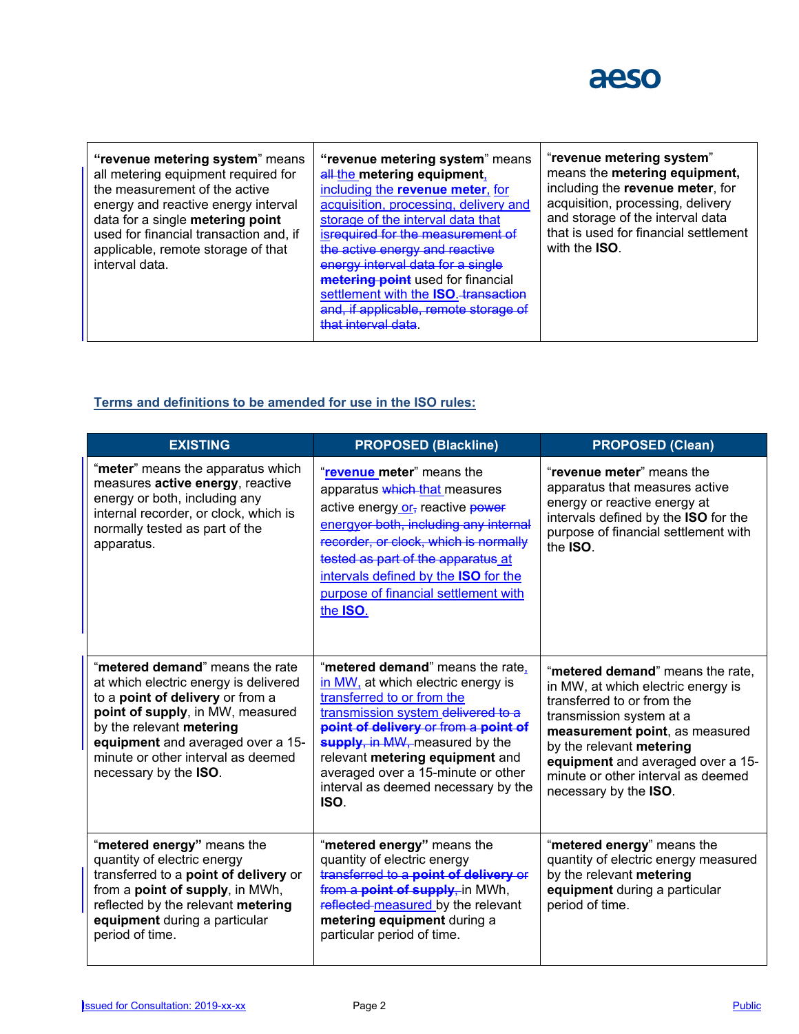| | | |
|---|---|---|
| **"revenue metering system"** means all metering equipment required for the measurement of the active energy and reactive energy interval data for a single **metering point** used for financial transaction and, if applicable, remote storage of that interval data. | **"revenue metering system"** means ~~all~~ the **metering equipment**, including the **revenue meter**, for acquisition, processing, delivery and storage of the interval data that is~~required for the measurement of the active energy and reactive energy interval data for a single **metering point**~~ used for financial settlement with the **ISO**. ~~transaction and, if applicable, remote storage of that interval data~~. | "**revenue metering system**" means the **metering equipment,** including the **revenue meter**, for acquisition, processing, delivery and storage of the interval data that is used for financial settlement with the **ISO**. |

**Terms and definitions to be amended for use in the ISO rules:**

| EXISTING | PROPOSED (Blackline) | PROPOSED (Clean) |
|---|---|---|
| "**meter**" means the apparatus which measures **active energy**, reactive energy or both, including any internal recorder, or clock, which is normally tested as part of the apparatus. | "**revenue meter**" means the apparatus ~~which~~ that measures active energy or~~,~~ reactive ~~power energy~~~~or both, including any internal recorder, or clock, which is normally tested as part of the apparatus~~ at intervals defined by the **ISO** for the purpose of financial settlement with the **ISO**. | "**revenue meter**" means the apparatus that measures active energy or reactive energy at intervals defined by the **ISO** for the purpose of financial settlement with the **ISO**. |
| "**metered demand**" means the rate at which electric energy is delivered to a **point of delivery** or from a **point of supply**, in MW, measured by the relevant **metering equipment** and averaged over a 15-minute or other interval as deemed necessary by the **ISO**. | "**metered demand**" means the rate, in MW, at which electric energy is transferred to or from the transmission system ~~delivered to a **point of delivery** or from a **point of supply**, in MW,~~ measured by the relevant **metering equipment** and averaged over a 15-minute or other interval as deemed necessary by the **ISO**. | "**metered demand**" means the rate, in MW, at which electric energy is transferred to or from the transmission system at a **measurement point**, as measured by the relevant **metering equipment** and averaged over a 15-minute or other interval as deemed necessary by the **ISO**. |
| "**metered energy"** means the quantity of electric energy transferred to a **point of delivery** or from a **point of supply**, in MWh, reflected by the relevant **metering equipment** during a particular period of time. | "**metered energy"** means the quantity of electric energy ~~transferred to a **point of delivery** or from a **point of supply**,~~ in MWh, ~~reflected~~ measured by the relevant **metering equipment** during a particular period of time. | "**metered energy**" means the quantity of electric energy measured by the relevant **metering equipment** during a particular period of time. |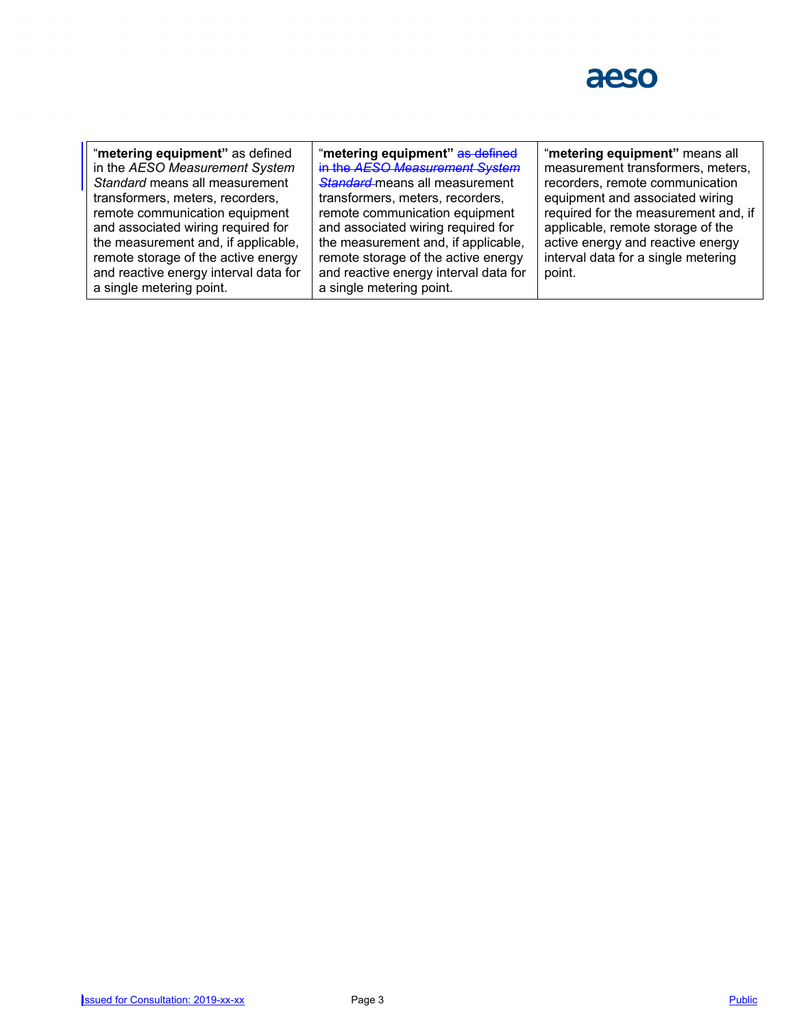| | | |
|---|---|---|
| "**metering equipment"** as defined in the *AESO Measurement System Standard* means all measurement transformers, meters, recorders, remote communication equipment and associated wiring required for the measurement and, if applicable, remote storage of the active energy and reactive energy interval data for a single metering point. | "**metering equipment"** ~~as defined in the *AESO Measurement System Standard*~~ means all measurement transformers, meters, recorders, remote communication equipment and associated wiring required for the measurement and, if applicable, remote storage of the active energy and reactive energy interval data for a single metering point. | "**metering equipment"** means all measurement transformers, meters, recorders, remote communication equipment and associated wiring required for the measurement and, if applicable, remote storage of the active energy and reactive energy interval data for a single metering point. |